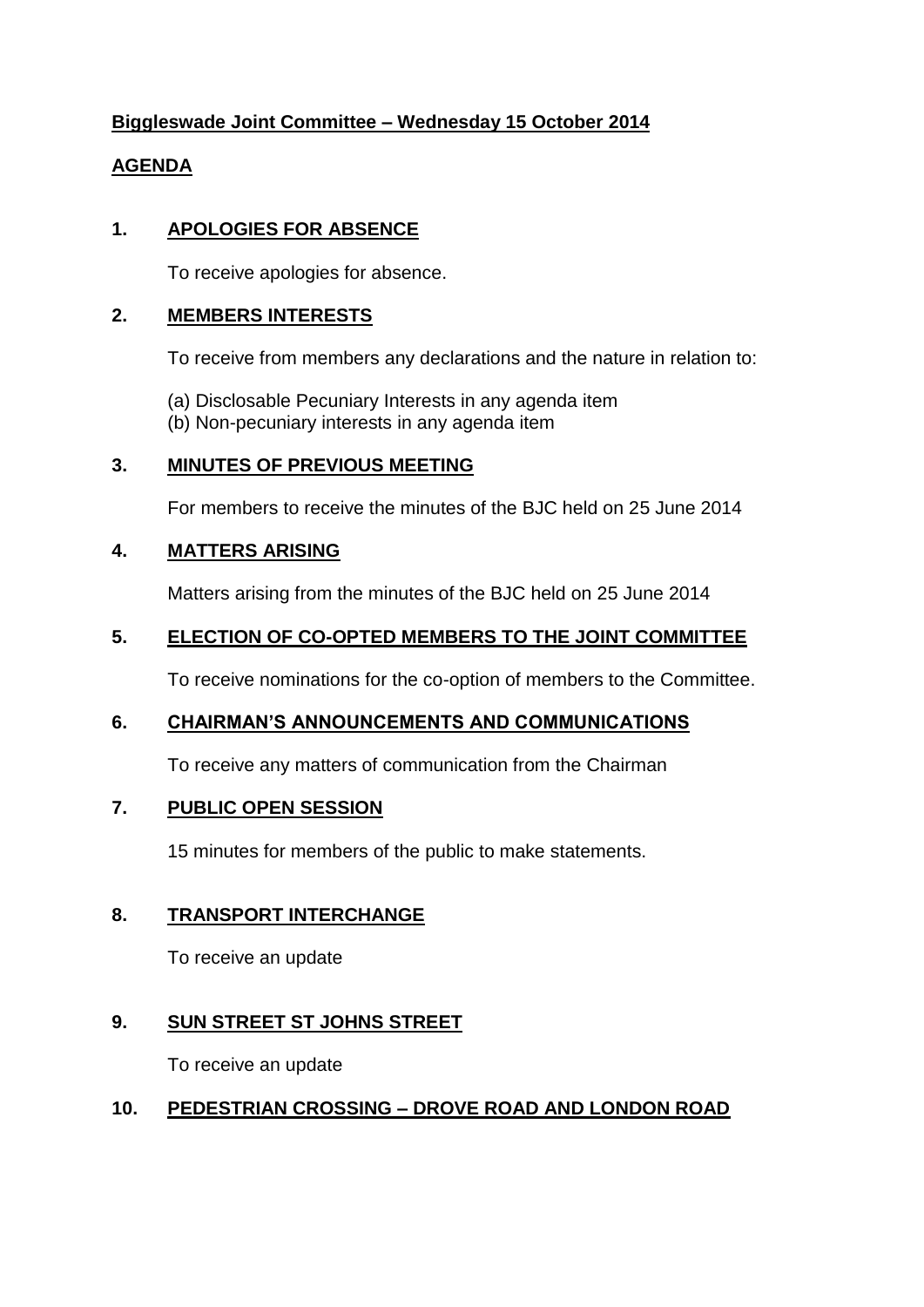**Biggleswade Joint Committee – Wednesday 15 October 2014**

**AGENDA**

**1. APOLOGIES FOR ABSENCE**

To receive apologies for absence.

**2. MEMBERS INTERESTS**

To receive from members any declarations and the nature in relation to:

(a) Disclosable Pecuniary Interests in any agenda item
(b) Non-pecuniary interests in any agenda item

**3. MINUTES OF PREVIOUS MEETING**

For members to receive the minutes of the BJC held on 25 June 2014

**4. MATTERS ARISING**

Matters arising from the minutes of the BJC held on 25 June 2014

**5. ELECTION OF CO-OPTED MEMBERS TO THE JOINT COMMITTEE**

To receive nominations for the co-option of members to the Committee.

**6. CHAIRMAN'S ANNOUNCEMENTS AND COMMUNICATIONS**

To receive any matters of communication from the Chairman

**7. PUBLIC OPEN SESSION**

15 minutes for members of the public to make statements.

**8. TRANSPORT INTERCHANGE**

To receive an update

**9. SUN STREET ST JOHNS STREET**

To receive an update

**10. PEDESTRIAN CROSSING – DROVE ROAD AND LONDON ROAD**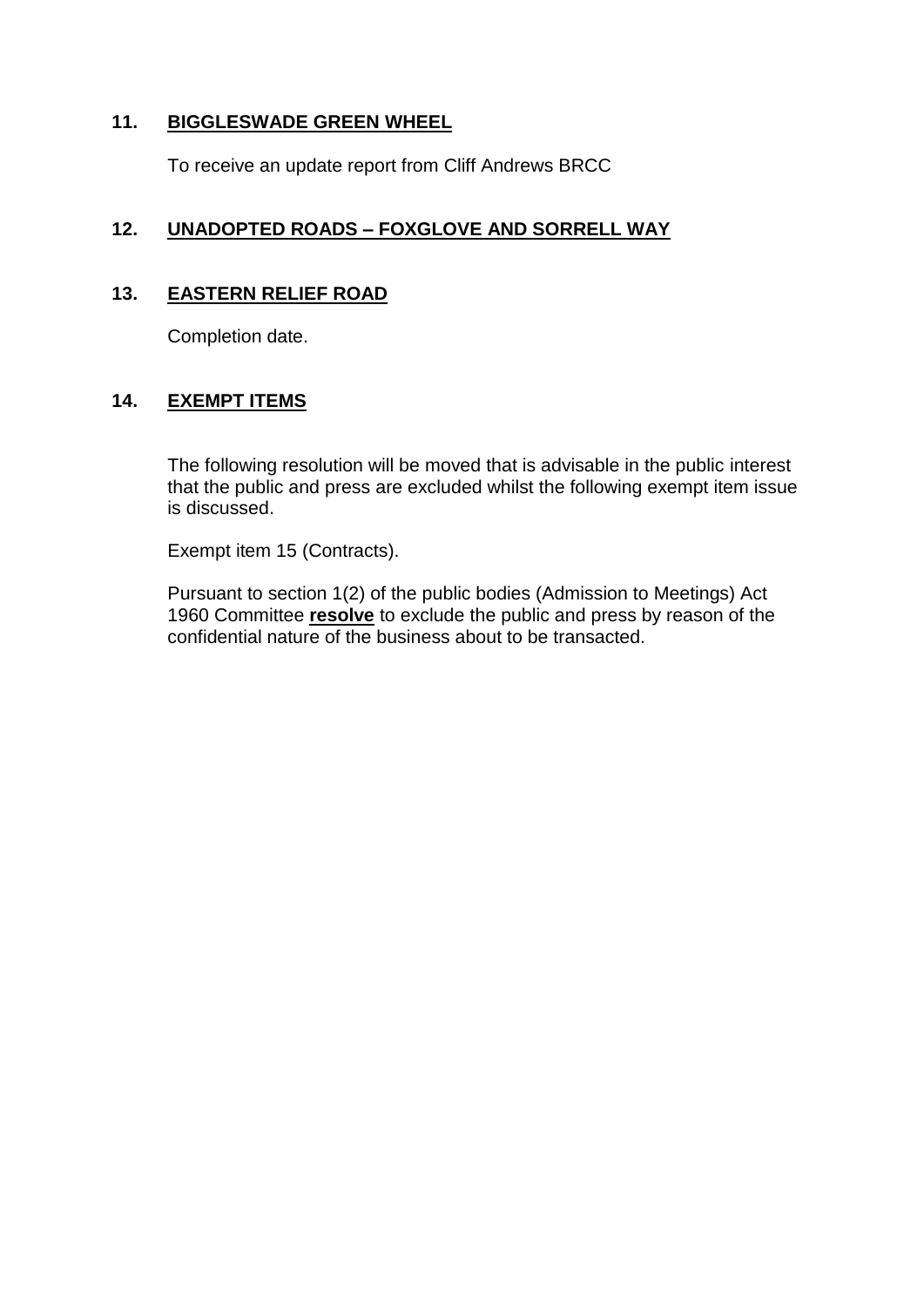## 11. BIGGLESWADE GREEN WHEEL

To receive an update report from Cliff Andrews BRCC

## 12. UNADOPTED ROADS – FOXGLOVE AND SORRELL WAY

## 13. EASTERN RELIEF ROAD

Completion date.

## 14. EXEMPT ITEMS

The following resolution will be moved that is advisable in the public interest that the public and press are excluded whilst the following exempt item issue is discussed.

Exempt item 15 (Contracts).

Pursuant to section 1(2) of the public bodies (Admission to Meetings) Act 1960 Committee **resolve** to exclude the public and press by reason of the confidential nature of the business about to be transacted.